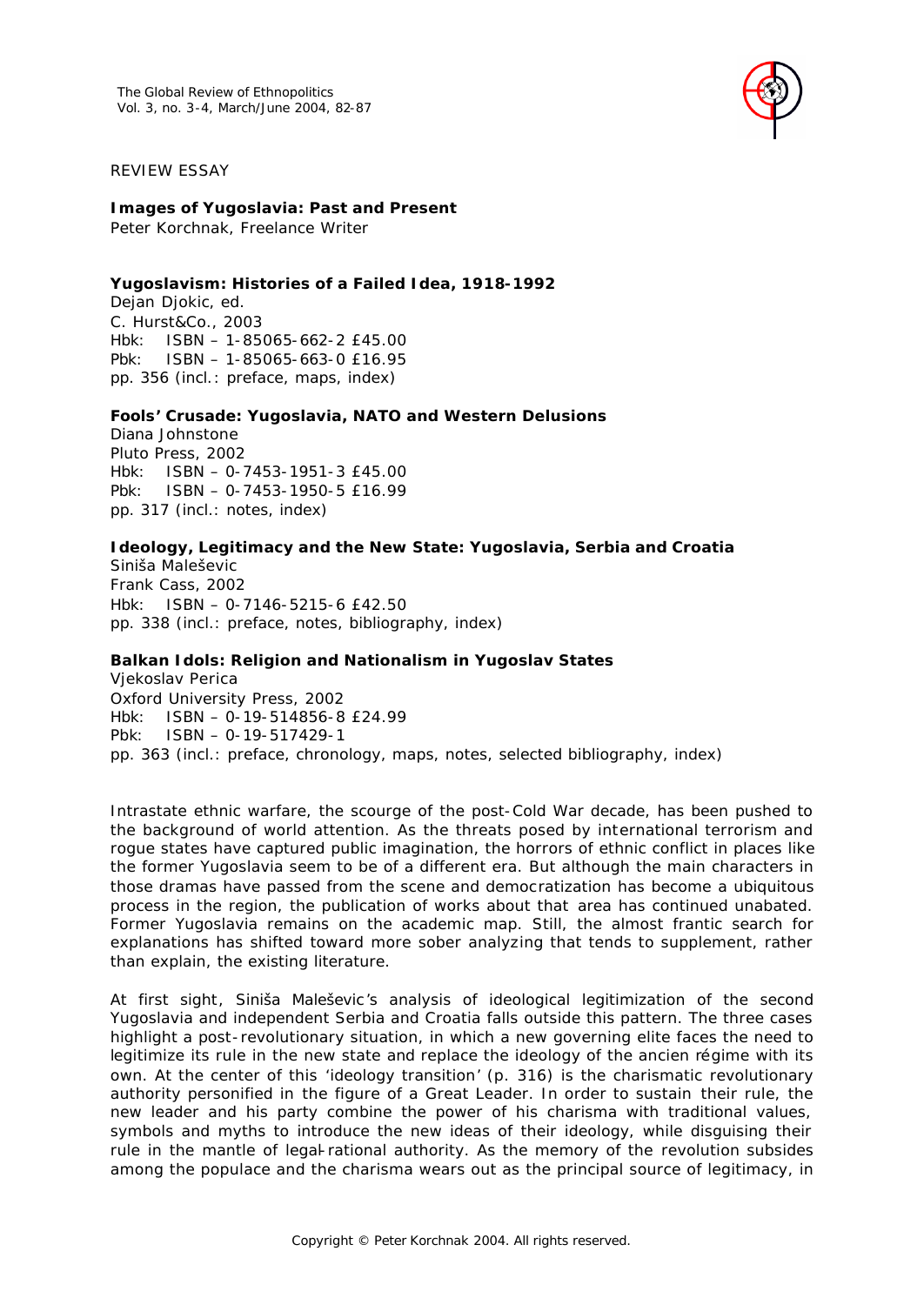REVIEW ESSAY

# Images of Yugoslavia: Past and Present

Peter Korchnak, Freelance Writer

**Yugoslavism: Histories of a Failed Idea, 1918-1992**
Dejan Djokic, ed.
C. Hurst&Co., 2003
Hbk: ISBN – 1-85065-662-2 £45.00
Pbk: ISBN – 1-85065-663-0 £16.95
pp. 356 (incl.: preface, maps, index)

**Fools' Crusade: Yugoslavia, NATO and Western Delusions**
Diana Johnstone
Pluto Press, 2002
Hbk: ISBN – 0-7453-1951-3 £45.00
Pbk: ISBN – 0-7453-1950-5 £16.99
pp. 317 (incl.: notes, index)

**Ideology, Legitimacy and the New State: Yugoslavia, Serbia and Croatia**
Siniša Maleševic
Frank Cass, 2002
Hbk: ISBN – 0-7146-5215-6 £42.50
pp. 338 (incl.: preface, notes, bibliography, index)

**Balkan Idols: Religion and Nationalism in Yugoslav States**
Vjekoslav Perica
Oxford University Press, 2002
Hbk: ISBN – 0-19-514856-8 £24.99
Pbk: ISBN – 0-19-517429-1
pp. 363 (incl.: preface, chronology, maps, notes, selected bibliography, index)

Intrastate ethnic warfare, the scourge of the post-Cold War decade, has been pushed to the background of world attention. As the threats posed by international terrorism and rogue states have captured public imagination, the horrors of ethnic conflict in places like the former Yugoslavia seem to be of a different era. But although the main characters in those dramas have passed from the scene and democratization has become a ubiquitous process in the region, the publication of works about that area has continued unabated. Former Yugoslavia remains on the academic map. Still, the almost frantic search for explanations has shifted toward more sober analyzing that tends to supplement, rather than explain, the existing literature.

At first sight, Siniša Maleševic's analysis of ideological legitimization of the second Yugoslavia and independent Serbia and Croatia falls outside this pattern. The three cases highlight a post-revolutionary situation, in which a new governing elite faces the need to legitimize its rule in the new state and replace the ideology of the ancien régime with its own. At the center of this 'ideology transition' (p. 316) is the charismatic revolutionary authority personified in the figure of a Great Leader. In order to sustain their rule, the new leader and his party combine the power of his charisma with traditional values, symbols and myths to introduce the new ideas of their ideology, while disguising their rule in the mantle of legal-rational authority. As the memory of the revolution subsides among the populace and the charisma wears out as the principal source of legitimacy, in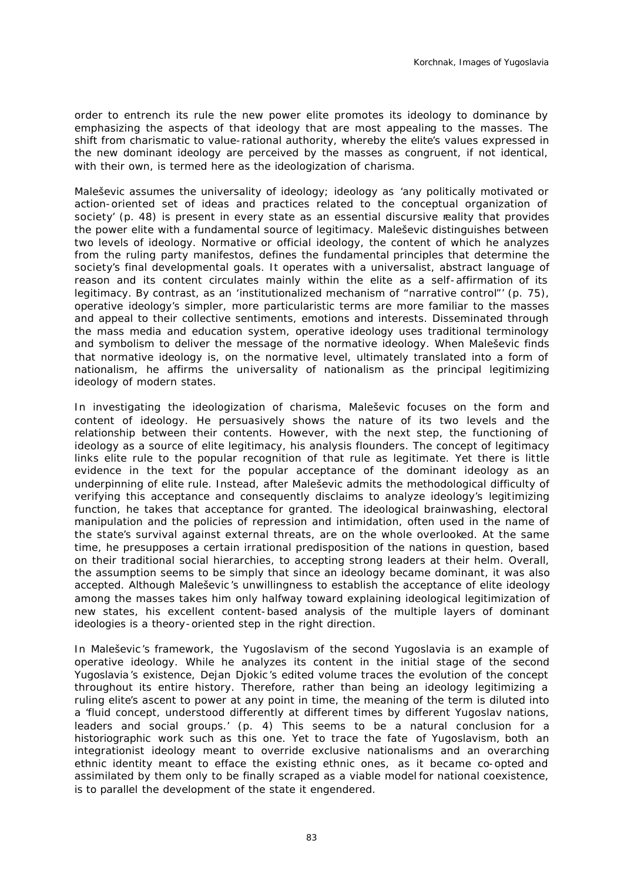order to entrench its rule the new power elite promotes its ideology to dominance by emphasizing the aspects of that ideology that are most appealing to the masses. The shift from charismatic to value-rational authority, whereby the elite's values expressed in the new dominant ideology are perceived by the masses as congruent, if not identical, with their own, is termed here as the ideologization of charisma.

Maleševic assumes the universality of ideology; ideology as 'any politically motivated or action-oriented set of ideas and practices related to the conceptual organization of society' (p. 48) is present in every state as an essential discursive reality that provides the power elite with a fundamental source of legitimacy. Maleševic distinguishes between two levels of ideology. Normative or official ideology, the content of which he analyzes from the ruling party manifestos, defines the fundamental principles that determine the society's final developmental goals. It operates with a universalist, abstract language of reason and its content circulates mainly within the elite as a self-affirmation of its legitimacy. By contrast, as an 'institutionalized mechanism of "narrative control"' (p. 75), operative ideology's simpler, more particularistic terms are more familiar to the masses and appeal to their collective sentiments, emotions and interests. Disseminated through the mass media and education system, operative ideology uses traditional terminology and symbolism to deliver the message of the normative ideology. When Maleševic finds that normative ideology is, on the normative level, ultimately translated into a form of nationalism, he affirms the universality of nationalism as the principal legitimizing ideology of modern states.

In investigating the ideologization of charisma, Maleševic focuses on the form and content of ideology. He persuasively shows the nature of its two levels and the relationship between their contents. However, with the next step, the functioning of ideology as a source of elite legitimacy, his analysis flounders. The concept of legitimacy links elite rule to the popular recognition of that rule as legitimate. Yet there is little evidence in the text for the popular acceptance of the dominant ideology as an underpinning of elite rule. Instead, after Maleševic admits the methodological difficulty of verifying this acceptance and consequently disclaims to analyze ideology's legitimizing function, he takes that acceptance for granted. The ideological brainwashing, electoral manipulation and the policies of repression and intimidation, often used in the name of the state's survival against external threats, are on the whole overlooked. At the same time, he presupposes a certain irrational predisposition of the nations in question, based on their traditional social hierarchies, to accepting strong leaders at their helm. Overall, the assumption seems to be simply that since an ideology became dominant, it was also accepted. Although Maleševic's unwillingness to establish the acceptance of elite ideology among the masses takes him only halfway toward explaining ideological legitimization of new states, his excellent content-based analysis of the multiple layers of dominant ideologies is a theory-oriented step in the right direction.

In Maleševic's framework, the Yugoslavism of the second Yugoslavia is an example of operative ideology. While he analyzes its content in the initial stage of the second Yugoslavia's existence, Dejan Djokic's edited volume traces the evolution of the concept throughout its entire history. Therefore, rather than being an ideology legitimizing a ruling elite's ascent to power at any point in time, the meaning of the term is diluted into a 'fluid concept, understood differently at different times by different Yugoslav nations, leaders and social groups.' (p. 4) This seems to be a natural conclusion for a historiographic work such as this one. Yet to trace the fate of Yugoslavism, both an integrationist ideology meant to override exclusive nationalisms and an overarching ethnic identity meant to efface the existing ethnic ones, as it became co-opted and assimilated by them only to be finally scraped as a viable model for national coexistence, is to parallel the development of the state it engendered.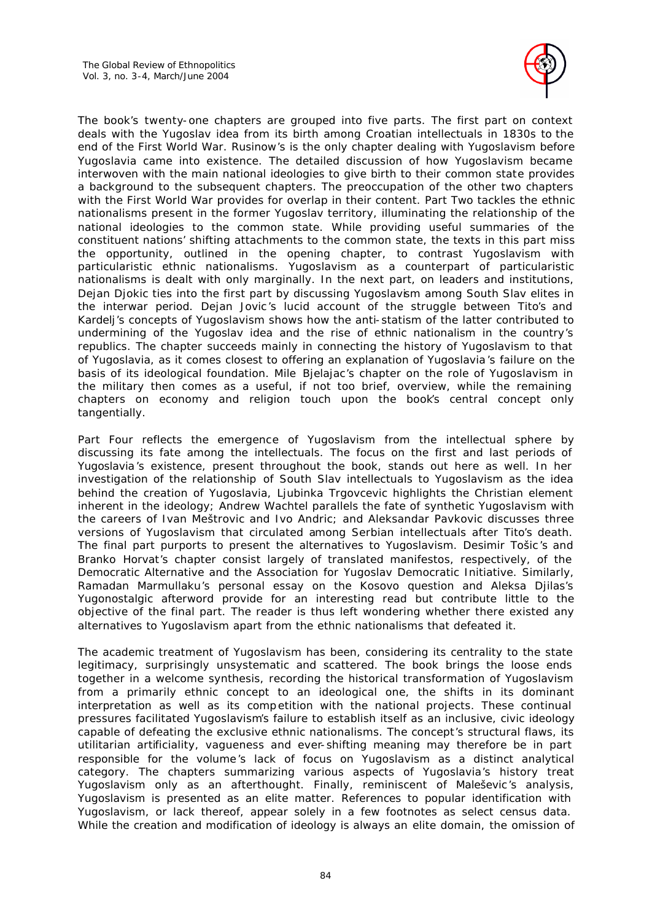The book's twenty-one chapters are grouped into five parts. The first part on context deals with the Yugoslav idea from its birth among Croatian intellectuals in 1830s to the end of the First World War. Rusinow's is the only chapter dealing with Yugoslavism before Yugoslavia came into existence. The detailed discussion of how Yugoslavism became interwoven with the main national ideologies to give birth to their common state provides a background to the subsequent chapters. The preoccupation of the other two chapters with the First World War provides for overlap in their content. Part Two tackles the ethnic nationalisms present in the former Yugoslav territory, illuminating the relationship of the national ideologies to the common state. While providing useful summaries of the constituent nations' shifting attachments to the common state, the texts in this part miss the opportunity, outlined in the opening chapter, to contrast Yugoslavism with particularistic ethnic nationalisms. Yugoslavism as a counterpart of particularistic nationalisms is dealt with only marginally. In the next part, on leaders and institutions, Dejan Djokic ties into the first part by discussing Yugoslavism among South Slav elites in the interwar period. Dejan Jovic's lucid account of the struggle between Tito's and Kardelj's concepts of Yugoslavism shows how the anti-statism of the latter contributed to undermining of the Yugoslav idea and the rise of ethnic nationalism in the country's republics. The chapter succeeds mainly in connecting the history of Yugoslavism to that of Yugoslavia, as it comes closest to offering an explanation of Yugoslavia's failure on the basis of its ideological foundation. Mile Bjelajac's chapter on the role of Yugoslavism in the military then comes as a useful, if not too brief, overview, while the remaining chapters on economy and religion touch upon the book's central concept only tangentially.

Part Four reflects the emergence of Yugoslavism from the intellectual sphere by discussing its fate among the intellectuals. The focus on the first and last periods of Yugoslavia's existence, present throughout the book, stands out here as well. In her investigation of the relationship of South Slav intellectuals to Yugoslavism as the idea behind the creation of Yugoslavia, Ljubinka Trgovcevic highlights the Christian element inherent in the ideology; Andrew Wachtel parallels the fate of synthetic Yugoslavism with the careers of Ivan Meštrovic and Ivo Andric; and Aleksandar Pavkovic discusses three versions of Yugoslavism that circulated among Serbian intellectuals after Tito's death. The final part purports to present the alternatives to Yugoslavism. Desimir Tošic's and Branko Horvat's chapter consist largely of translated manifestos, respectively, of the Democratic Alternative and the Association for Yugoslav Democratic Initiative. Similarly, Ramadan Marmullaku's personal essay on the Kosovo question and Aleksa Djilas's Yugonostalgic afterword provide for an interesting read but contribute little to the objective of the final part. The reader is thus left wondering whether there existed any alternatives to Yugoslavism apart from the ethnic nationalisms that defeated it.

The academic treatment of Yugoslavism has been, considering its centrality to the state legitimacy, surprisingly unsystematic and scattered. The book brings the loose ends together in a welcome synthesis, recording the historical transformation of Yugoslavism from a primarily ethnic concept to an ideological one, the shifts in its dominant interpretation as well as its competition with the national projects. These continual pressures facilitated Yugoslavism's failure to establish itself as an inclusive, civic ideology capable of defeating the exclusive ethnic nationalisms. The concept's structural flaws, its utilitarian artificiality, vagueness and ever-shifting meaning may therefore be in part responsible for the volume's lack of focus on Yugoslavism as a distinct analytical category. The chapters summarizing various aspects of Yugoslavia's history treat Yugoslavism only as an afterthought. Finally, reminiscent of Maleševic's analysis, Yugoslavism is presented as an elite matter. References to popular identification with Yugoslavism, or lack thereof, appear solely in a few footnotes as select census data. While the creation and modification of ideology is always an elite domain, the omission of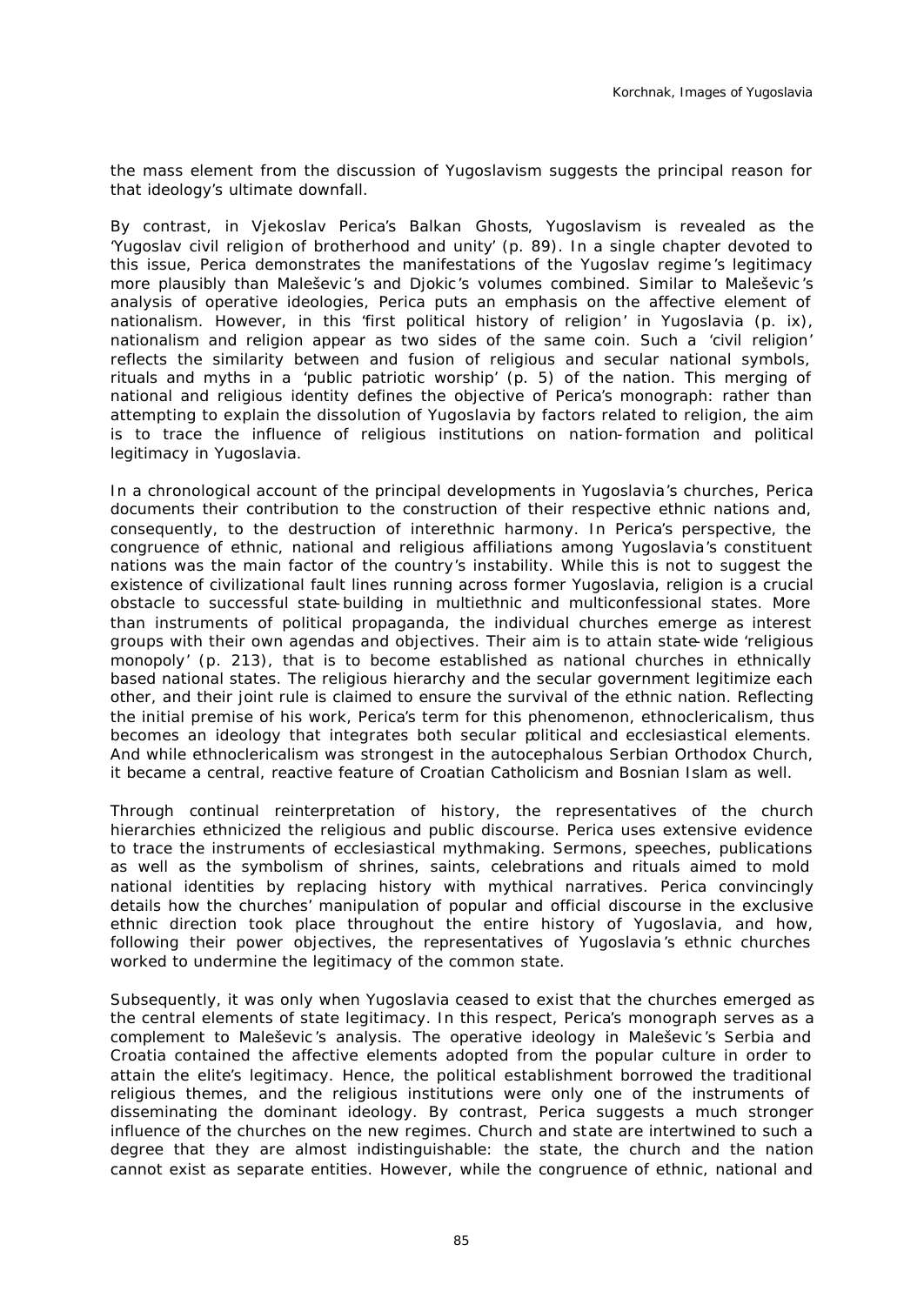the mass element from the discussion of Yugoslavism suggests the principal reason for that ideology's ultimate downfall.

By contrast, in Vjekoslav Perica's *Balkan Ghosts*, Yugoslavism is revealed as the 'Yugoslav civil religion of brotherhood and unity' (p. 89). In a single chapter devoted to this issue, Perica demonstrates the manifestations of the Yugoslav regime's legitimacy more plausibly than Maleševic's and Djokic's volumes combined. Similar to Maleševic's analysis of operative ideologies, Perica puts an emphasis on the affective element of nationalism. However, in this 'first political history of religion' in Yugoslavia (p. ix), nationalism and religion appear as two sides of the same coin. Such a 'civil religion' reflects the similarity between and fusion of religious and secular national symbols, rituals and myths in a 'public patriotic worship' (p. 5) of the nation. This merging of national and religious identity defines the objective of Perica's monograph: rather than attempting to explain the dissolution of Yugoslavia by factors related to religion, the aim is to trace the influence of religious institutions on nation-formation and political legitimacy in Yugoslavia.

In a chronological account of the principal developments in Yugoslavia's churches, Perica documents their contribution to the construction of their respective ethnic nations and, consequently, to the destruction of interethnic harmony. In Perica's perspective, the congruence of ethnic, national and religious affiliations among Yugoslavia's constituent nations was the main factor of the country's instability. While this is not to suggest the existence of civilizational fault lines running across former Yugoslavia, religion is a crucial obstacle to successful state-building in multiethnic and multiconfessional states. More than instruments of political propaganda, the individual churches emerge as interest groups with their own agendas and objectives. Their aim is to attain state-wide 'religious monopoly' (p. 213), that is to become established as national churches in ethnically based national states. The religious hierarchy and the secular government legitimize each other, and their joint rule is claimed to ensure the survival of the ethnic nation. Reflecting the initial premise of his work, Perica's term for this phenomenon, ethnoclericalism, thus becomes an ideology that integrates both secular political and ecclesiastical elements. And while ethnoclericalism was strongest in the autocephalous Serbian Orthodox Church, it became a central, reactive feature of Croatian Catholicism and Bosnian Islam as well.

Through continual reinterpretation of history, the representatives of the church hierarchies ethnicized the religious and public discourse. Perica uses extensive evidence to trace the instruments of ecclesiastical mythmaking. Sermons, speeches, publications as well as the symbolism of shrines, saints, celebrations and rituals aimed to mold national identities by replacing history with mythical narratives. Perica convincingly details how the churches' manipulation of popular and official discourse in the exclusive ethnic direction took place throughout the entire history of Yugoslavia, and how, following their power objectives, the representatives of Yugoslavia's ethnic churches worked to undermine the legitimacy of the common state.

Subsequently, it was only when Yugoslavia ceased to exist that the churches emerged as the central elements of state legitimacy. In this respect, Perica's monograph serves as a complement to Maleševic's analysis. The operative ideology in Maleševic's Serbia and Croatia contained the affective elements adopted from the popular culture in order to attain the elite's legitimacy. Hence, the political establishment borrowed the traditional religious themes, and the religious institutions were only one of the instruments of disseminating the dominant ideology. By contrast, Perica suggests a much stronger influence of the churches on the new regimes. Church and state are intertwined to such a degree that they are almost indistinguishable: the state, the church and the nation cannot exist as separate entities. However, while the congruence of ethnic, national and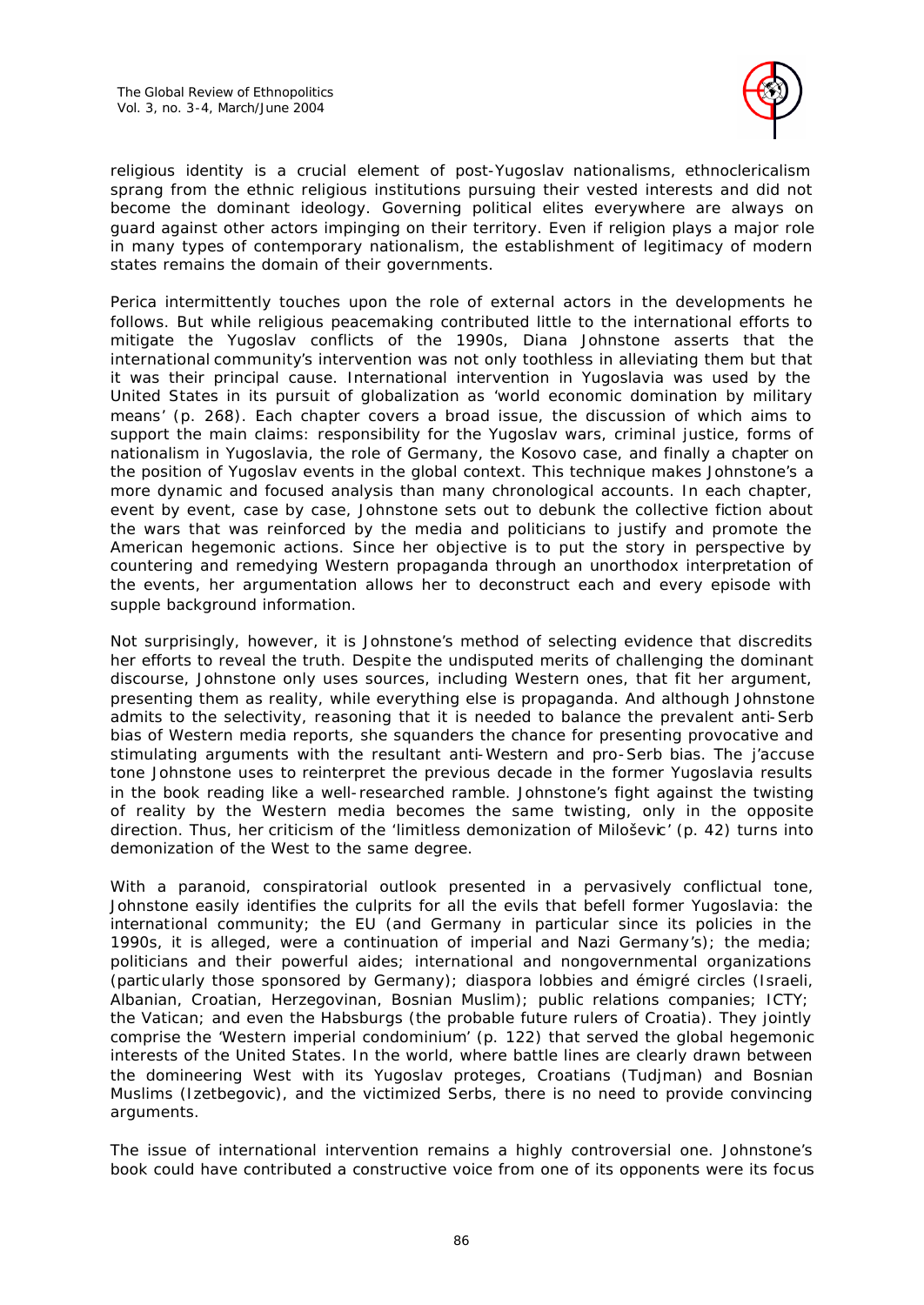religious identity is a crucial element of post-Yugoslav nationalisms, ethnoclericalism sprang from the ethnic religious institutions pursuing their vested interests and did not become the dominant ideology. Governing political elites everywhere are always on guard against other actors impinging on their territory. Even if religion plays a major role in many types of contemporary nationalism, the establishment of legitimacy of modern states remains the domain of their governments.

Perica intermittently touches upon the role of external actors in the developments he follows. But while religious peacemaking contributed little to the international efforts to mitigate the Yugoslav conflicts of the 1990s, Diana Johnstone asserts that the international community's intervention was not only toothless in alleviating them but that it was their principal cause. International intervention in Yugoslavia was used by the United States in its pursuit of globalization as 'world economic domination by military means' (p. 268). Each chapter covers a broad issue, the discussion of which aims to support the main claims: responsibility for the Yugoslav wars, criminal justice, forms of nationalism in Yugoslavia, the role of Germany, the Kosovo case, and finally a chapter on the position of Yugoslav events in the global context. This technique makes Johnstone's a more dynamic and focused analysis than many chronological accounts. In each chapter, event by event, case by case, Johnstone sets out to debunk the collective fiction about the wars that was reinforced by the media and politicians to justify and promote the American hegemonic actions. Since her objective is to put the story in perspective by countering and remedying Western propaganda through an unorthodox interpretation of the events, her argumentation allows her to deconstruct each and every episode with supple background information.

Not surprisingly, however, it is Johnstone's method of selecting evidence that discredits her efforts to reveal the truth. Despite the undisputed merits of challenging the dominant discourse, Johnstone only uses sources, including Western ones, that fit her argument, presenting them as reality, while everything else is propaganda. And although Johnstone admits to the selectivity, reasoning that it is needed to balance the prevalent anti-Serb bias of Western media reports, she squanders the chance for presenting provocative and stimulating arguments with the resultant anti-Western and pro-Serb bias. The *j'accuse* tone Johnstone uses to reinterpret the previous decade in the former Yugoslavia results in the book reading like a well-researched ramble. Johnstone's fight against the twisting of reality by the Western media becomes the same twisting, only in the opposite direction. Thus, her criticism of the 'limitless demonization of Miloševic' (p. 42) turns into demonization of the West to the same degree.

With a paranoid, conspiratorial outlook presented in a pervasively conflictual tone, Johnstone easily identifies the culprits for all the evils that befell former Yugoslavia: the international community; the EU (and Germany in particular since its policies in the 1990s, it is alleged, were a continuation of imperial and Nazi Germany's); the media; politicians and their powerful aides; international and nongovernmental organizations (particularly those sponsored by Germany); diaspora lobbies and émigré circles (Israeli, Albanian, Croatian, Herzegovinan, Bosnian Muslim); public relations companies; ICTY; the Vatican; and even the Habsburgs (the probable future rulers of Croatia). They jointly comprise the 'Western imperial condominium' (p. 122) that served the global hegemonic interests of the United States. In the world, where battle lines are clearly drawn between the domineering West with its Yugoslav proteges, Croatians (Tudjman) and Bosnian Muslims (Izetbegovic), and the victimized Serbs, there is no need to provide convincing arguments.

The issue of international intervention remains a highly controversial one. Johnstone's book could have contributed a constructive voice from one of its opponents were its focus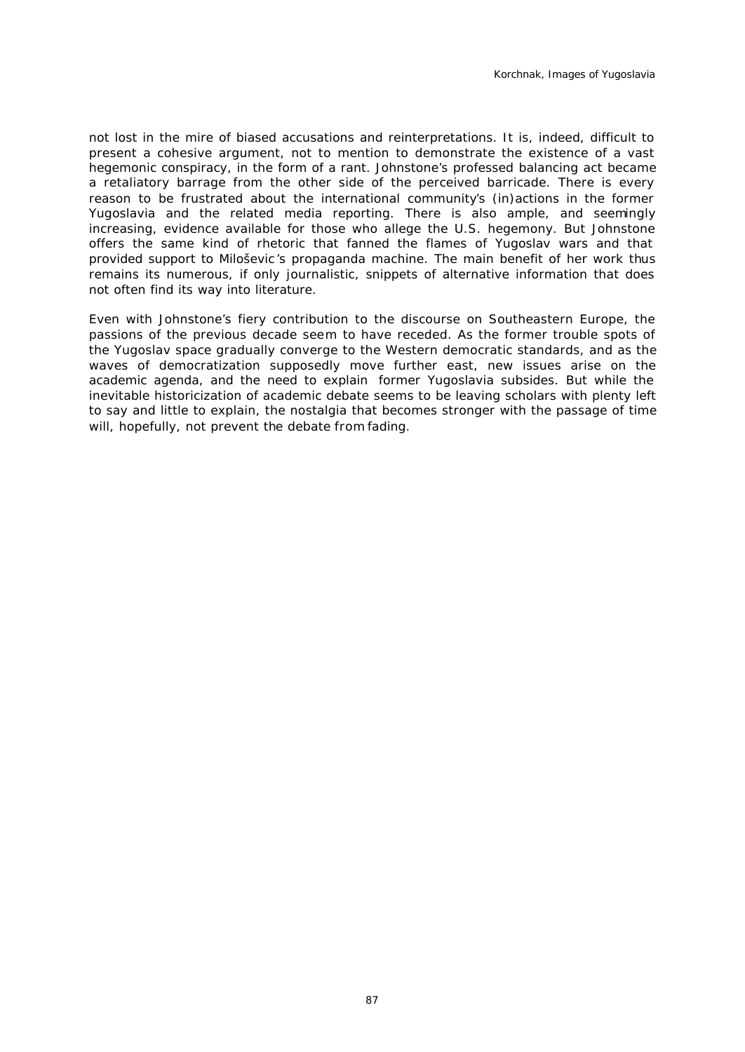not lost in the mire of biased accusations and reinterpretations. It is, indeed, difficult to present a cohesive argument, not to mention to demonstrate the existence of a vast hegemonic conspiracy, in the form of a rant. Johnstone's professed balancing act became a retaliatory barrage from the other side of the perceived barricade. There is every reason to be frustrated about the international community's (in)actions in the former Yugoslavia and the related media reporting. There is also ample, and seemingly increasing, evidence available for those who allege the U.S. hegemony. But Johnstone offers the same kind of rhetoric that fanned the flames of Yugoslav wars and that provided support to Miloševic's propaganda machine. The main benefit of her work thus remains its numerous, if only journalistic, snippets of alternative information that does not often find its way into literature.

Even with Johnstone's fiery contribution to the discourse on Southeastern Europe, the passions of the previous decade seem to have receded. As the former trouble spots of the Yugoslav space gradually converge to the Western democratic standards, and as the waves of democratization supposedly move further east, new issues arise on the academic agenda, and the need to explain former Yugoslavia subsides. But while the inevitable historicization of academic debate seems to be leaving scholars with plenty left to say and little to explain, the nostalgia that becomes stronger with the passage of time will, hopefully, not prevent the debate from fading.